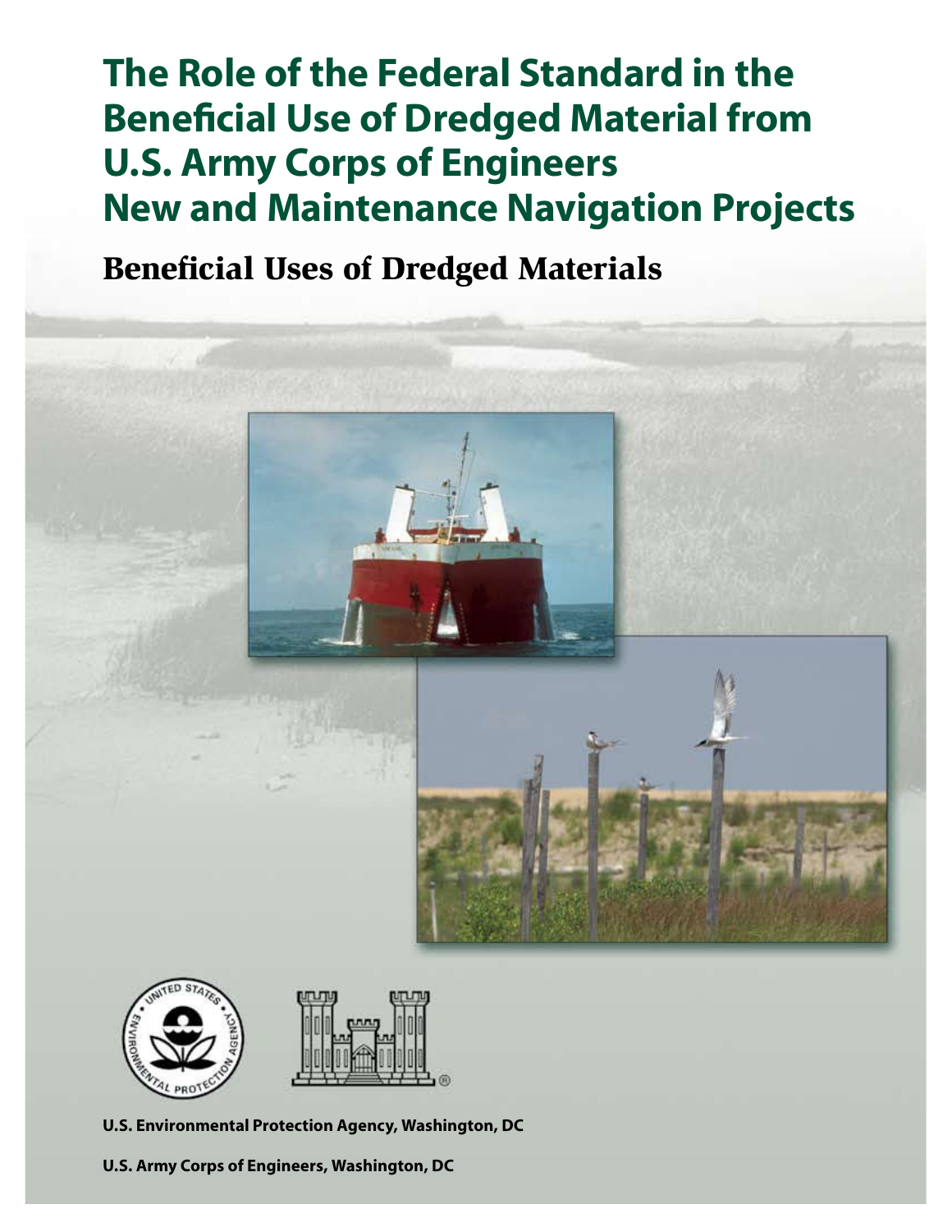# The Role of the Federal Standard in the Beneficial Use of Dredged Material from U.S. Army Corps of Engineers New and Maintenance Navigation Projects

## Beneficial Uses of Dredged Materials

**U.S. Environmental Protection Agency, Washington, DC**

**U.S. Army Corps of Engineers, Washington, DC**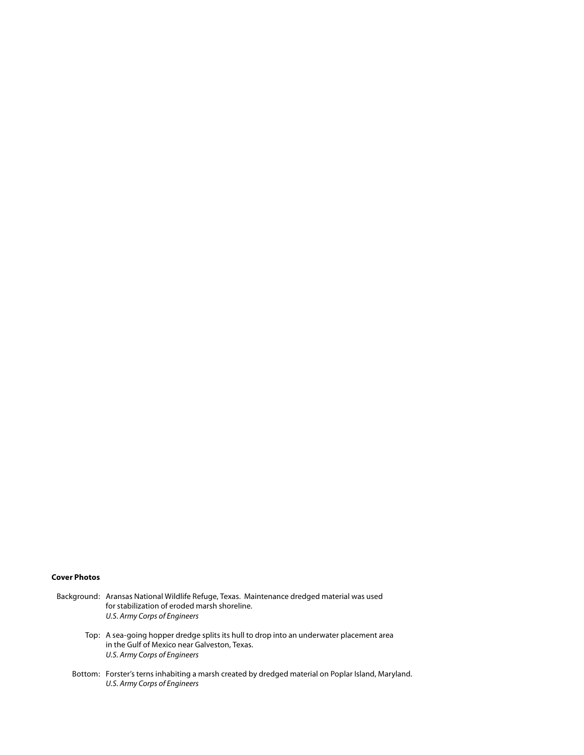**Cover Photos**

Background: Aransas National Wildlife Refuge, Texas. Maintenance dredged material was used for stabilization of eroded marsh shoreline.
*U.S. Army Corps of Engineers*

Top: A sea-going hopper dredge splits its hull to drop into an underwater placement area in the Gulf of Mexico near Galveston, Texas.
*U.S. Army Corps of Engineers*

Bottom: Forster's terns inhabiting a marsh created by dredged material on Poplar Island, Maryland.
*U.S. Army Corps of Engineers*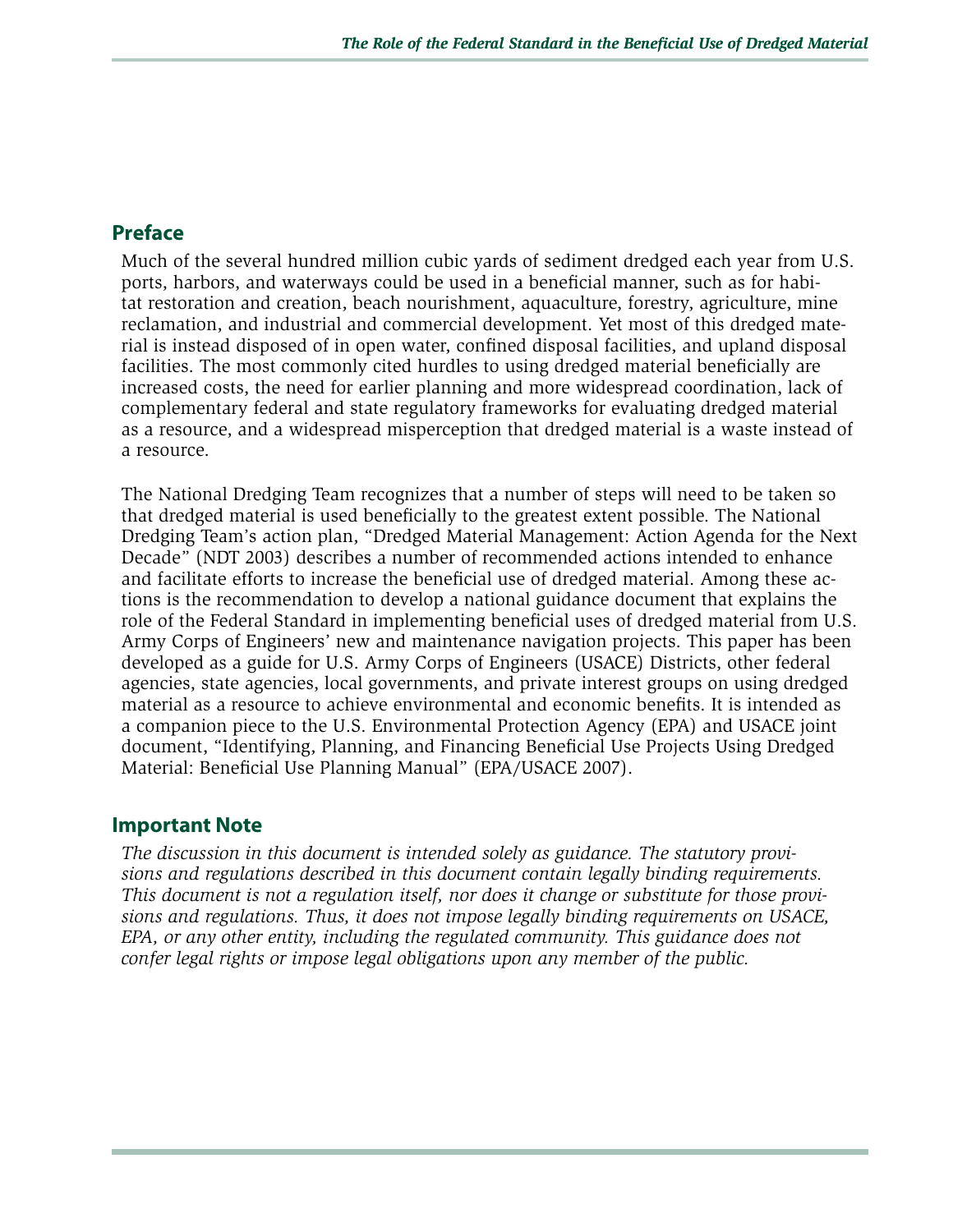## Preface

Much of the several hundred million cubic yards of sediment dredged each year from U.S. ports, harbors, and waterways could be used in a beneficial manner, such as for habitat restoration and creation, beach nourishment, aquaculture, forestry, agriculture, mine reclamation, and industrial and commercial development. Yet most of this dredged material is instead disposed of in open water, confined disposal facilities, and upland disposal facilities. The most commonly cited hurdles to using dredged material beneficially are increased costs, the need for earlier planning and more widespread coordination, lack of complementary federal and state regulatory frameworks for evaluating dredged material as a resource, and a widespread misperception that dredged material is a waste instead of a resource.

The National Dredging Team recognizes that a number of steps will need to be taken so that dredged material is used beneficially to the greatest extent possible. The National Dredging Team's action plan, "Dredged Material Management: Action Agenda for the Next Decade" (NDT 2003) describes a number of recommended actions intended to enhance and facilitate efforts to increase the beneficial use of dredged material. Among these actions is the recommendation to develop a national guidance document that explains the role of the Federal Standard in implementing beneficial uses of dredged material from U.S. Army Corps of Engineers' new and maintenance navigation projects. This paper has been developed as a guide for U.S. Army Corps of Engineers (USACE) Districts, other federal agencies, state agencies, local governments, and private interest groups on using dredged material as a resource to achieve environmental and economic benefits. It is intended as a companion piece to the U.S. Environmental Protection Agency (EPA) and USACE joint document, "Identifying, Planning, and Financing Beneficial Use Projects Using Dredged Material: Beneficial Use Planning Manual" (EPA/USACE 2007).

## Important Note

*The discussion in this document is intended solely as guidance. The statutory provisions and regulations described in this document contain legally binding requirements. This document is not a regulation itself, nor does it change or substitute for those provisions and regulations. Thus, it does not impose legally binding requirements on USACE, EPA, or any other entity, including the regulated community. This guidance does not confer legal rights or impose legal obligations upon any member of the public.*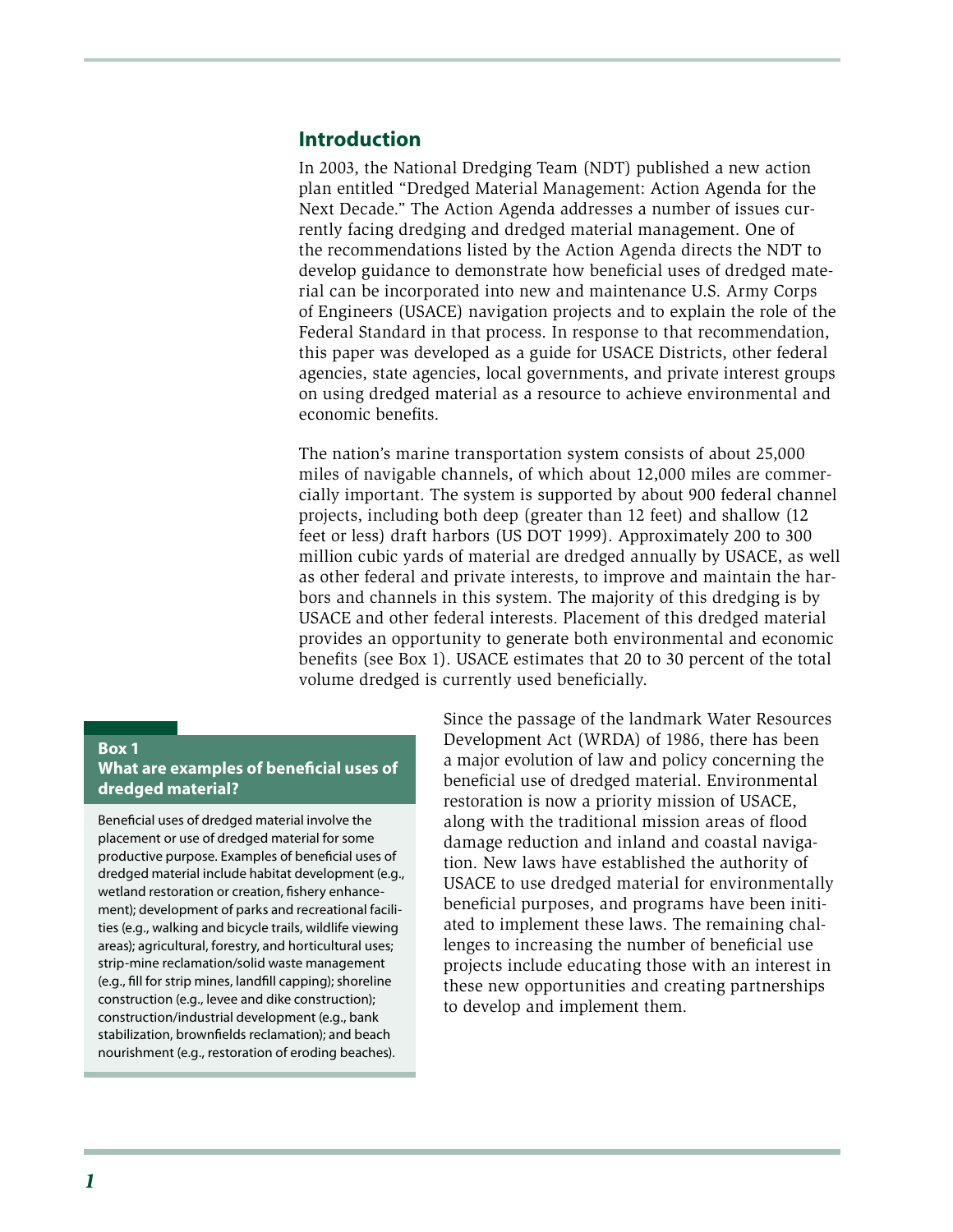## Introduction

In 2003, the National Dredging Team (NDT) published a new action plan entitled "Dredged Material Management: Action Agenda for the Next Decade." The Action Agenda addresses a number of issues currently facing dredging and dredged material management. One of the recommendations listed by the Action Agenda directs the NDT to develop guidance to demonstrate how beneficial uses of dredged material can be incorporated into new and maintenance U.S. Army Corps of Engineers (USACE) navigation projects and to explain the role of the Federal Standard in that process. In response to that recommendation, this paper was developed as a guide for USACE Districts, other federal agencies, state agencies, local governments, and private interest groups on using dredged material as a resource to achieve environmental and economic benefits.

The nation's marine transportation system consists of about 25,000 miles of navigable channels, of which about 12,000 miles are commercially important. The system is supported by about 900 federal channel projects, including both deep (greater than 12 feet) and shallow (12 feet or less) draft harbors (US DOT 1999). Approximately 200 to 300 million cubic yards of material are dredged annually by USACE, as well as other federal and private interests, to improve and maintain the harbors and channels in this system. The majority of this dredging is by USACE and other federal interests. Placement of this dredged material provides an opportunity to generate both environmental and economic benefits (see Box 1). USACE estimates that 20 to 30 percent of the total volume dredged is currently used beneficially.

Since the passage of the landmark Water Resources Development Act (WRDA) of 1986, there has been a major evolution of law and policy concerning the beneficial use of dredged material. Environmental restoration is now a priority mission of USACE, along with the traditional mission areas of flood damage reduction and inland and coastal navigation. New laws have established the authority of USACE to use dredged material for environmentally beneficial purposes, and programs have been initiated to implement these laws. The remaining challenges to increasing the number of beneficial use projects include educating those with an interest in these new opportunities and creating partnerships to develop and implement them.

**Box 1**
**What are examples of beneficial uses of dredged material?**

Beneficial uses of dredged material involve the placement or use of dredged material for some productive purpose. Examples of beneficial uses of dredged material include habitat development (e.g., wetland restoration or creation, fishery enhancement); development of parks and recreational facilities (e.g., walking and bicycle trails, wildlife viewing areas); agricultural, forestry, and horticultural uses; strip-mine reclamation/solid waste management (e.g., fill for strip mines, landfill capping); shoreline construction (e.g., levee and dike construction); construction/industrial development (e.g., bank stabilization, brownfields reclamation); and beach nourishment (e.g., restoration of eroding beaches).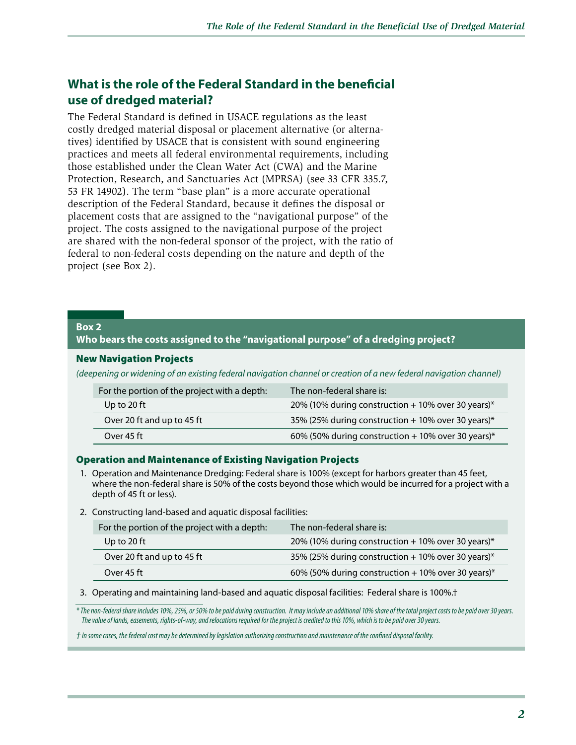## What is the role of the Federal Standard in the beneficial use of dredged material?

The Federal Standard is defined in USACE regulations as the least costly dredged material disposal or placement alternative (or alternatives) identified by USACE that is consistent with sound engineering practices and meets all federal environmental requirements, including those established under the Clean Water Act (CWA) and the Marine Protection, Research, and Sanctuaries Act (MPRSA) (see 33 CFR 335.7, 53 FR 14902). The term "base plan" is a more accurate operational description of the Federal Standard, because it defines the disposal or placement costs that are assigned to the "navigational purpose" of the project. The costs assigned to the navigational purpose of the project are shared with the non-federal sponsor of the project, with the ratio of federal to non-federal costs depending on the nature and depth of the project (see Box 2).

**Box 2**

**Who bears the costs assigned to the "navigational purpose" of a dredging project?**

### New Navigation Projects

*(deepening or widening of an existing federal navigation channel or creation of a new federal navigation channel)*

| For the portion of the project with a depth: | The non-federal share is: |
|---|---|
| Up to 20 ft | 20% (10% during construction + 10% over 30 years)* |
| Over 20 ft and up to 45 ft | 35% (25% during construction + 10% over 30 years)* |
| Over 45 ft | 60% (50% during construction + 10% over 30 years)* |

### Operation and Maintenance of Existing Navigation Projects

1. Operation and Maintenance Dredging: Federal share is 100% (except for harbors greater than 45 feet, where the non-federal share is 50% of the costs beyond those which would be incurred for a project with a depth of 45 ft or less).
2. Constructing land-based and aquatic disposal facilities:

| For the portion of the project with a depth: | The non-federal share is: |
|---|---|
| Up to 20 ft | 20% (10% during construction + 10% over 30 years)* |
| Over 20 ft and up to 45 ft | 35% (25% during construction + 10% over 30 years)* |
| Over 45 ft | 60% (50% during construction + 10% over 30 years)* |

3. Operating and maintaining land-based and aquatic disposal facilities: Federal share is 100%.†

*\* The non-federal share includes 10%, 25%, or 50% to be paid during construction. It may include an additional 10% share of the total project costs to be paid over 30 years. The value of lands, easements, rights-of-way, and relocations required for the project is credited to this 10%, which is to be paid over 30 years.*

*† In some cases, the federal cost may be determined by legislation authorizing construction and maintenance of the confined disposal facility.*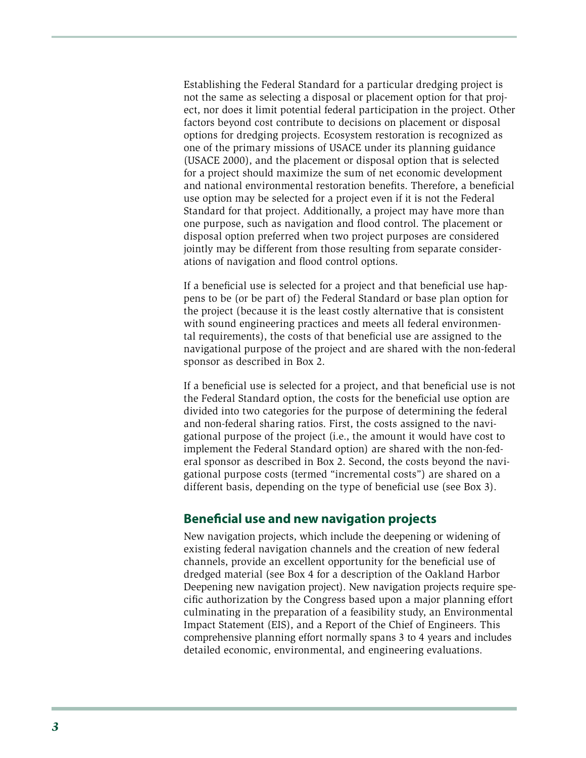Establishing the Federal Standard for a particular dredging project is not the same as selecting a disposal or placement option for that project, nor does it limit potential federal participation in the project. Other factors beyond cost contribute to decisions on placement or disposal options for dredging projects. Ecosystem restoration is recognized as one of the primary missions of USACE under its planning guidance (USACE 2000), and the placement or disposal option that is selected for a project should maximize the sum of net economic development and national environmental restoration benefits. Therefore, a beneficial use option may be selected for a project even if it is not the Federal Standard for that project. Additionally, a project may have more than one purpose, such as navigation and flood control. The placement or disposal option preferred when two project purposes are considered jointly may be different from those resulting from separate considerations of navigation and flood control options.

If a beneficial use is selected for a project and that beneficial use happens to be (or be part of) the Federal Standard or base plan option for the project (because it is the least costly alternative that is consistent with sound engineering practices and meets all federal environmental requirements), the costs of that beneficial use are assigned to the navigational purpose of the project and are shared with the non-federal sponsor as described in Box 2.

If a beneficial use is selected for a project, and that beneficial use is not the Federal Standard option, the costs for the beneficial use option are divided into two categories for the purpose of determining the federal and non-federal sharing ratios. First, the costs assigned to the navigational purpose of the project (i.e., the amount it would have cost to implement the Federal Standard option) are shared with the non-federal sponsor as described in Box 2. Second, the costs beyond the navigational purpose costs (termed "incremental costs") are shared on a different basis, depending on the type of beneficial use (see Box 3).

## Beneficial use and new navigation projects

New navigation projects, which include the deepening or widening of existing federal navigation channels and the creation of new federal channels, provide an excellent opportunity for the beneficial use of dredged material (see Box 4 for a description of the Oakland Harbor Deepening new navigation project). New navigation projects require specific authorization by the Congress based upon a major planning effort culminating in the preparation of a feasibility study, an Environmental Impact Statement (EIS), and a Report of the Chief of Engineers. This comprehensive planning effort normally spans 3 to 4 years and includes detailed economic, environmental, and engineering evaluations.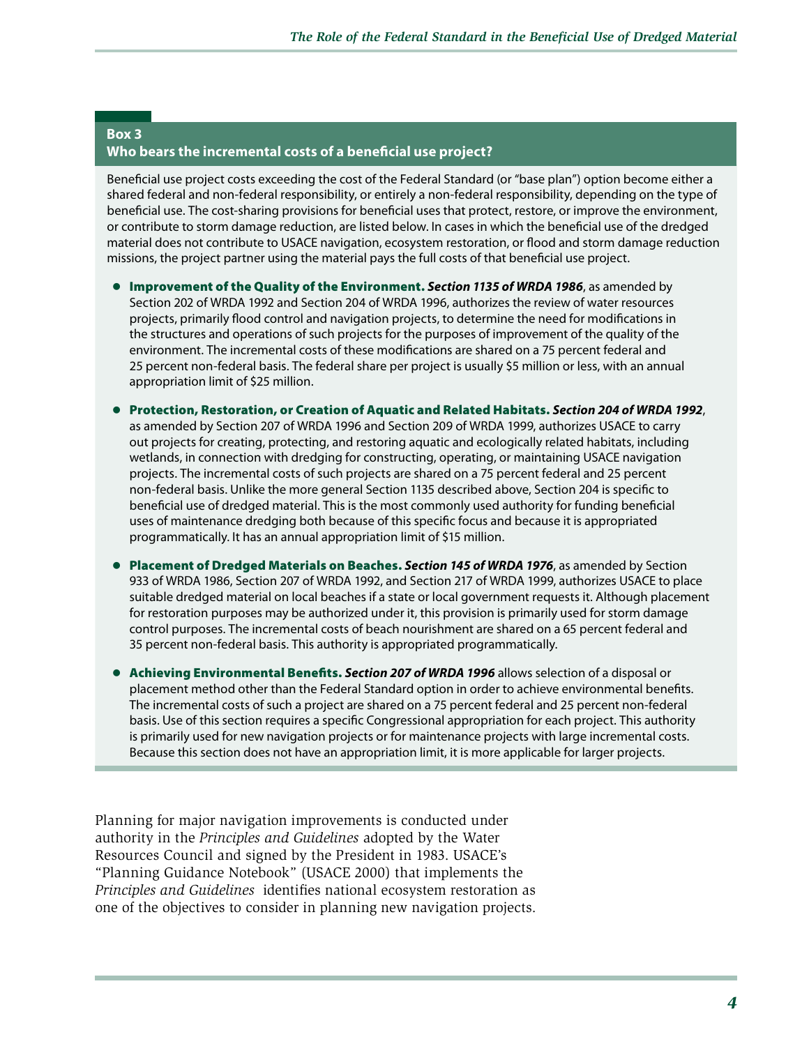**Box 3**
**Who bears the incremental costs of a beneficial use project?**

Beneficial use project costs exceeding the cost of the Federal Standard (or "base plan") option become either a shared federal and non-federal responsibility, or entirely a non-federal responsibility, depending on the type of beneficial use. The cost-sharing provisions for beneficial uses that protect, restore, or improve the environment, or contribute to storm damage reduction, are listed below. In cases in which the beneficial use of the dredged material does not contribute to USACE navigation, ecosystem restoration, or flood and storm damage reduction missions, the project partner using the material pays the full costs of that beneficial use project.

- **Improvement of the Quality of the Environment.** ***Section 1135 of WRDA 1986***, as amended by Section 202 of WRDA 1992 and Section 204 of WRDA 1996, authorizes the review of water resources projects, primarily flood control and navigation projects, to determine the need for modifications in the structures and operations of such projects for the purposes of improvement of the quality of the environment. The incremental costs of these modifications are shared on a 75 percent federal and 25 percent non-federal basis. The federal share per project is usually $5 million or less, with an annual appropriation limit of $25 million.

- **Protection, Restoration, or Creation of Aquatic and Related Habitats.** ***Section 204 of WRDA 1992***, as amended by Section 207 of WRDA 1996 and Section 209 of WRDA 1999, authorizes USACE to carry out projects for creating, protecting, and restoring aquatic and ecologically related habitats, including wetlands, in connection with dredging for constructing, operating, or maintaining USACE navigation projects. The incremental costs of such projects are shared on a 75 percent federal and 25 percent non-federal basis. Unlike the more general Section 1135 described above, Section 204 is specific to beneficial use of dredged material. This is the most commonly used authority for funding beneficial uses of maintenance dredging both because of this specific focus and because it is appropriated programmatically. It has an annual appropriation limit of $15 million.

- **Placement of Dredged Materials on Beaches.** ***Section 145 of WRDA 1976***, as amended by Section 933 of WRDA 1986, Section 207 of WRDA 1992, and Section 217 of WRDA 1999, authorizes USACE to place suitable dredged material on local beaches if a state or local government requests it. Although placement for restoration purposes may be authorized under it, this provision is primarily used for storm damage control purposes. The incremental costs of beach nourishment are shared on a 65 percent federal and 35 percent non-federal basis. This authority is appropriated programmatically.

- **Achieving Environmental Benefits.** ***Section 207 of WRDA 1996*** allows selection of a disposal or placement method other than the Federal Standard option in order to achieve environmental benefits. The incremental costs of such a project are shared on a 75 percent federal and 25 percent non-federal basis. Use of this section requires a specific Congressional appropriation for each project. This authority is primarily used for new navigation projects or for maintenance projects with large incremental costs. Because this section does not have an appropriation limit, it is more applicable for larger projects.

Planning for major navigation improvements is conducted under authority in the *Principles and Guidelines* adopted by the Water Resources Council and signed by the President in 1983. USACE's "Planning Guidance Notebook" (USACE 2000) that implements the *Principles and Guidelines* identifies national ecosystem restoration as one of the objectives to consider in planning new navigation projects.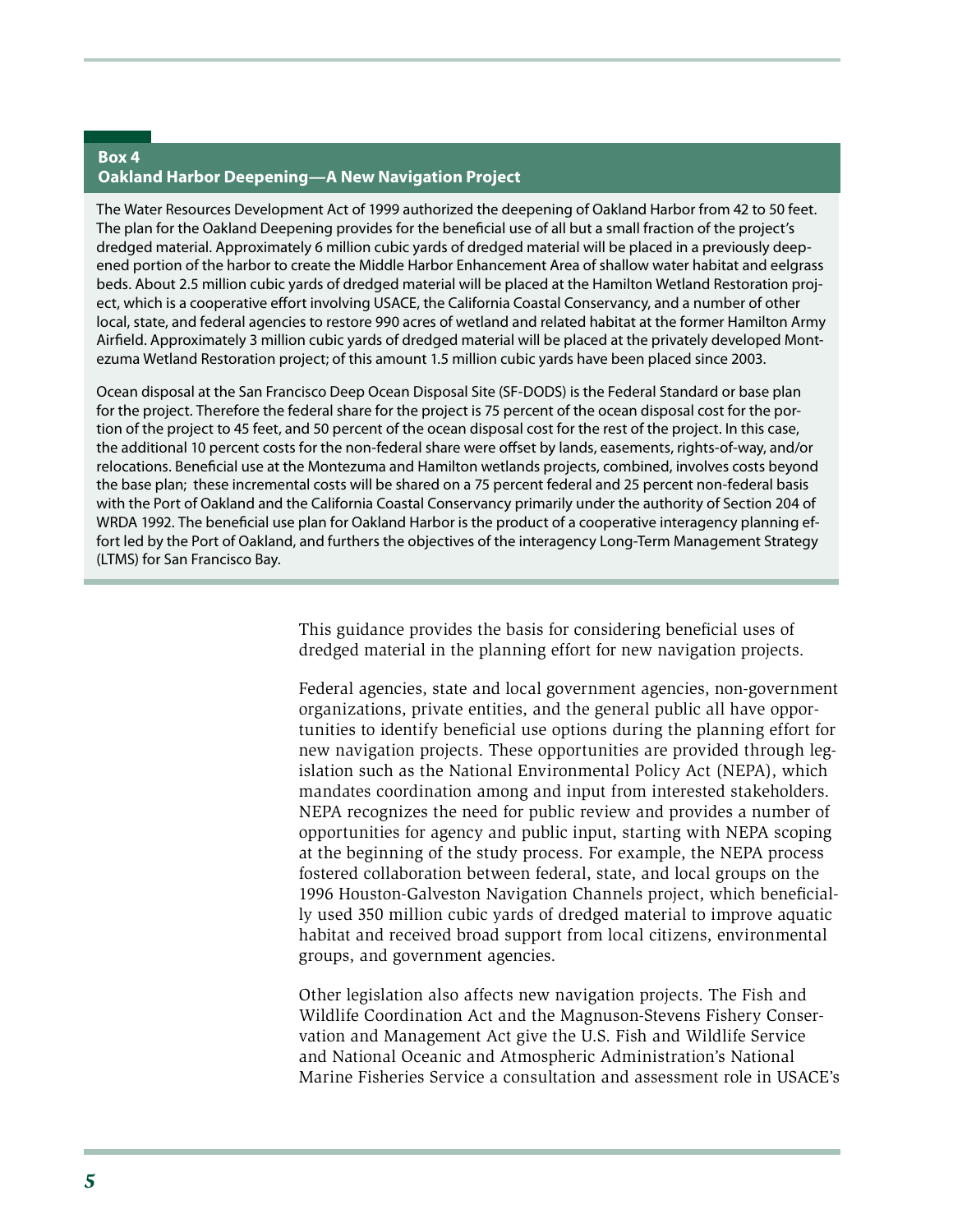**Box 4**
**Oakland Harbor Deepening—A New Navigation Project**

The Water Resources Development Act of 1999 authorized the deepening of Oakland Harbor from 42 to 50 feet. The plan for the Oakland Deepening provides for the beneficial use of all but a small fraction of the project's dredged material. Approximately 6 million cubic yards of dredged material will be placed in a previously deepened portion of the harbor to create the Middle Harbor Enhancement Area of shallow water habitat and eelgrass beds. About 2.5 million cubic yards of dredged material will be placed at the Hamilton Wetland Restoration project, which is a cooperative effort involving USACE, the California Coastal Conservancy, and a number of other local, state, and federal agencies to restore 990 acres of wetland and related habitat at the former Hamilton Army Airfield. Approximately 3 million cubic yards of dredged material will be placed at the privately developed Montezuma Wetland Restoration project; of this amount 1.5 million cubic yards have been placed since 2003.

Ocean disposal at the San Francisco Deep Ocean Disposal Site (SF-DODS) is the Federal Standard or base plan for the project. Therefore the federal share for the project is 75 percent of the ocean disposal cost for the portion of the project to 45 feet, and 50 percent of the ocean disposal cost for the rest of the project. In this case, the additional 10 percent costs for the non-federal share were offset by lands, easements, rights-of-way, and/or relocations. Beneficial use at the Montezuma and Hamilton wetlands projects, combined, involves costs beyond the base plan; these incremental costs will be shared on a 75 percent federal and 25 percent non-federal basis with the Port of Oakland and the California Coastal Conservancy primarily under the authority of Section 204 of WRDA 1992. The beneficial use plan for Oakland Harbor is the product of a cooperative interagency planning effort led by the Port of Oakland, and furthers the objectives of the interagency Long-Term Management Strategy (LTMS) for San Francisco Bay.

This guidance provides the basis for considering beneficial uses of dredged material in the planning effort for new navigation projects.

Federal agencies, state and local government agencies, non-government organizations, private entities, and the general public all have opportunities to identify beneficial use options during the planning effort for new navigation projects. These opportunities are provided through legislation such as the National Environmental Policy Act (NEPA), which mandates coordination among and input from interested stakeholders. NEPA recognizes the need for public review and provides a number of opportunities for agency and public input, starting with NEPA scoping at the beginning of the study process. For example, the NEPA process fostered collaboration between federal, state, and local groups on the 1996 Houston-Galveston Navigation Channels project, which beneficially used 350 million cubic yards of dredged material to improve aquatic habitat and received broad support from local citizens, environmental groups, and government agencies.

Other legislation also affects new navigation projects. The Fish and Wildlife Coordination Act and the Magnuson-Stevens Fishery Conservation and Management Act give the U.S. Fish and Wildlife Service and National Oceanic and Atmospheric Administration's National Marine Fisheries Service a consultation and assessment role in USACE's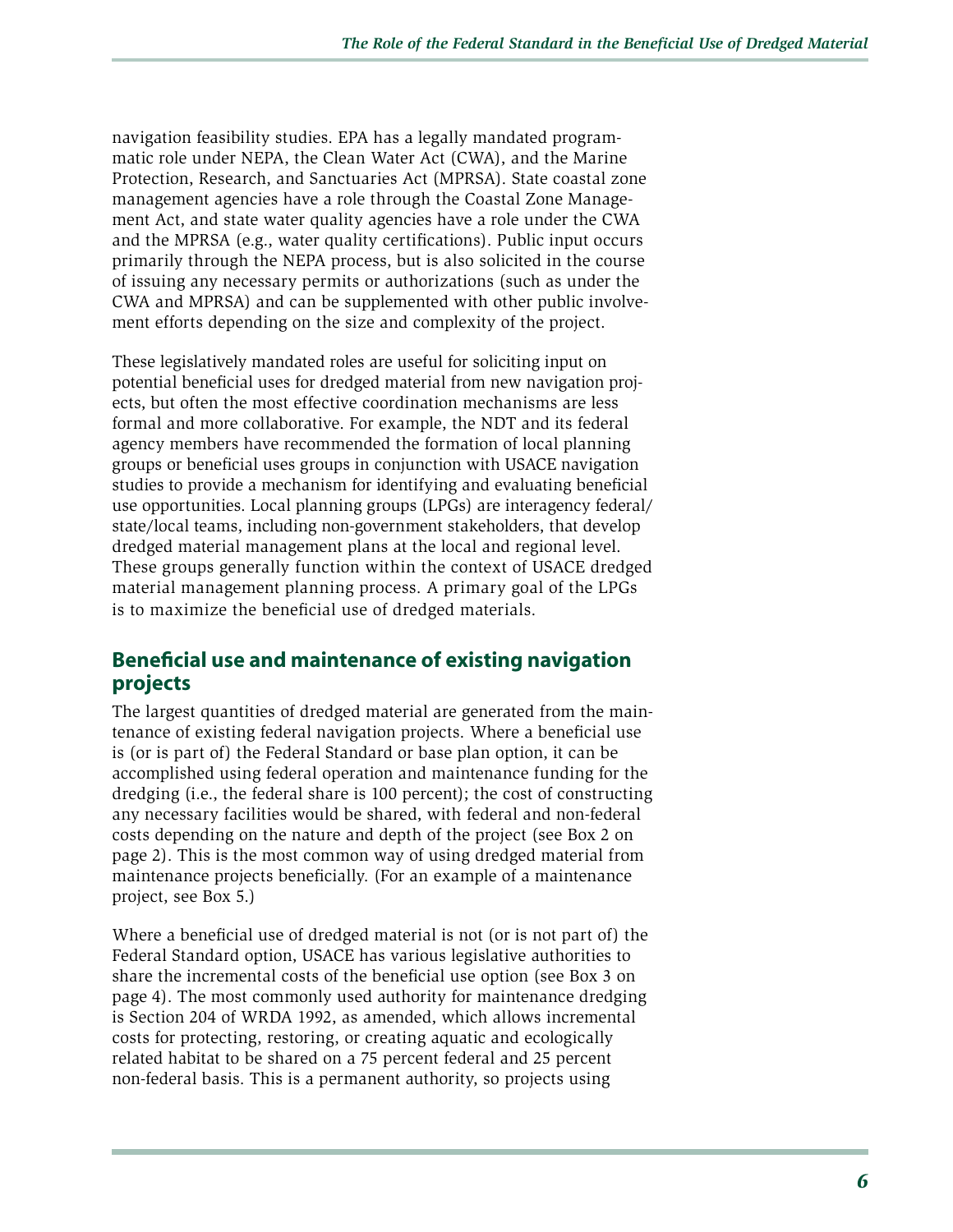navigation feasibility studies. EPA has a legally mandated programmatic role under NEPA, the Clean Water Act (CWA), and the Marine Protection, Research, and Sanctuaries Act (MPRSA). State coastal zone management agencies have a role through the Coastal Zone Management Act, and state water quality agencies have a role under the CWA and the MPRSA (e.g., water quality certifications). Public input occurs primarily through the NEPA process, but is also solicited in the course of issuing any necessary permits or authorizations (such as under the CWA and MPRSA) and can be supplemented with other public involvement efforts depending on the size and complexity of the project.

These legislatively mandated roles are useful for soliciting input on potential beneficial uses for dredged material from new navigation projects, but often the most effective coordination mechanisms are less formal and more collaborative. For example, the NDT and its federal agency members have recommended the formation of local planning groups or beneficial uses groups in conjunction with USACE navigation studies to provide a mechanism for identifying and evaluating beneficial use opportunities. Local planning groups (LPGs) are interagency federal/state/local teams, including non-government stakeholders, that develop dredged material management plans at the local and regional level. These groups generally function within the context of USACE dredged material management planning process. A primary goal of the LPGs is to maximize the beneficial use of dredged materials.

## Beneficial use and maintenance of existing navigation projects

The largest quantities of dredged material are generated from the maintenance of existing federal navigation projects. Where a beneficial use is (or is part of) the Federal Standard or base plan option, it can be accomplished using federal operation and maintenance funding for the dredging (i.e., the federal share is 100 percent); the cost of constructing any necessary facilities would be shared, with federal and non-federal costs depending on the nature and depth of the project (see Box 2 on page 2). This is the most common way of using dredged material from maintenance projects beneficially. (For an example of a maintenance project, see Box 5.)

Where a beneficial use of dredged material is not (or is not part of) the Federal Standard option, USACE has various legislative authorities to share the incremental costs of the beneficial use option (see Box 3 on page 4). The most commonly used authority for maintenance dredging is Section 204 of WRDA 1992, as amended, which allows incremental costs for protecting, restoring, or creating aquatic and ecologically related habitat to be shared on a 75 percent federal and 25 percent non-federal basis. This is a permanent authority, so projects using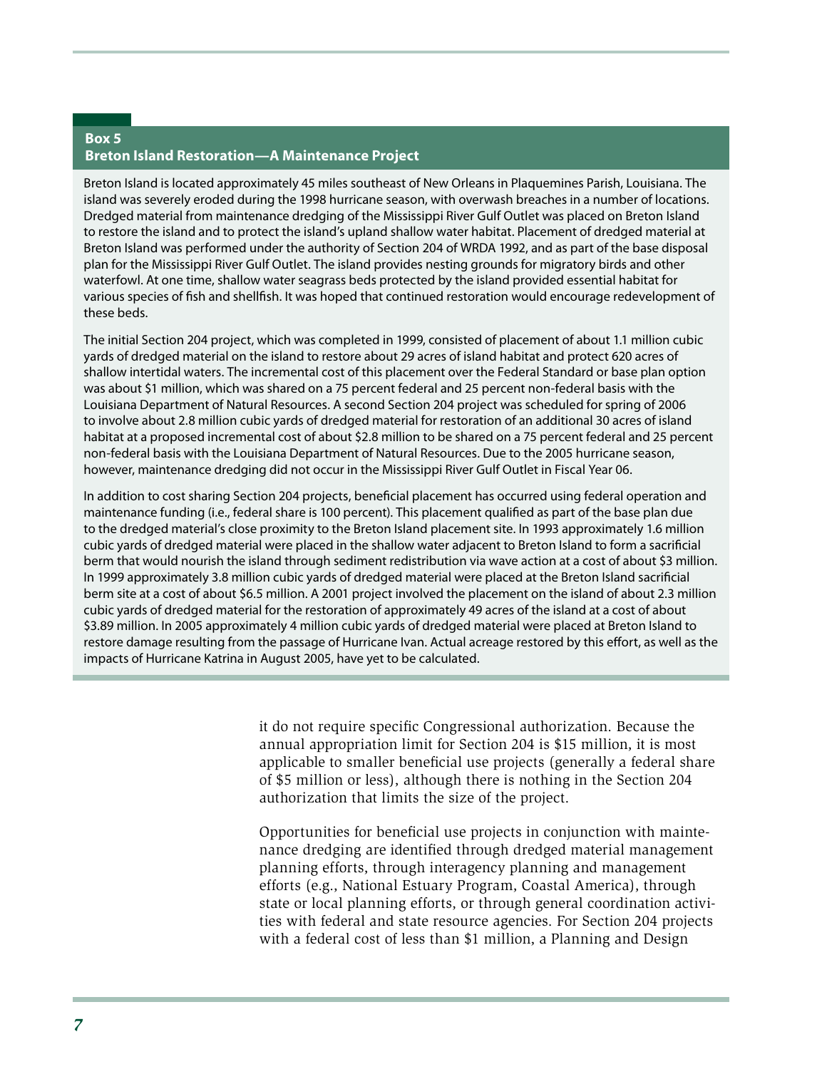## Box 5
## Breton Island Restoration—A Maintenance Project

Breton Island is located approximately 45 miles southeast of New Orleans in Plaquemines Parish, Louisiana. The island was severely eroded during the 1998 hurricane season, with overwash breaches in a number of locations. Dredged material from maintenance dredging of the Mississippi River Gulf Outlet was placed on Breton Island to restore the island and to protect the island's upland shallow water habitat. Placement of dredged material at Breton Island was performed under the authority of Section 204 of WRDA 1992, and as part of the base disposal plan for the Mississippi River Gulf Outlet. The island provides nesting grounds for migratory birds and other waterfowl. At one time, shallow water seagrass beds protected by the island provided essential habitat for various species of fish and shellfish. It was hoped that continued restoration would encourage redevelopment of these beds.

The initial Section 204 project, which was completed in 1999, consisted of placement of about 1.1 million cubic yards of dredged material on the island to restore about 29 acres of island habitat and protect 620 acres of shallow intertidal waters. The incremental cost of this placement over the Federal Standard or base plan option was about $1 million, which was shared on a 75 percent federal and 25 percent non-federal basis with the Louisiana Department of Natural Resources. A second Section 204 project was scheduled for spring of 2006 to involve about 2.8 million cubic yards of dredged material for restoration of an additional 30 acres of island habitat at a proposed incremental cost of about $2.8 million to be shared on a 75 percent federal and 25 percent non-federal basis with the Louisiana Department of Natural Resources. Due to the 2005 hurricane season, however, maintenance dredging did not occur in the Mississippi River Gulf Outlet in Fiscal Year 06.

In addition to cost sharing Section 204 projects, beneficial placement has occurred using federal operation and maintenance funding (i.e., federal share is 100 percent). This placement qualified as part of the base plan due to the dredged material's close proximity to the Breton Island placement site. In 1993 approximately 1.6 million cubic yards of dredged material were placed in the shallow water adjacent to Breton Island to form a sacrificial berm that would nourish the island through sediment redistribution via wave action at a cost of about $3 million. In 1999 approximately 3.8 million cubic yards of dredged material were placed at the Breton Island sacrificial berm site at a cost of about $6.5 million. A 2001 project involved the placement on the island of about 2.3 million cubic yards of dredged material for the restoration of approximately 49 acres of the island at a cost of about $3.89 million. In 2005 approximately 4 million cubic yards of dredged material were placed at Breton Island to restore damage resulting from the passage of Hurricane Ivan. Actual acreage restored by this effort, as well as the impacts of Hurricane Katrina in August 2005, have yet to be calculated.

---

it do not require specific Congressional authorization. Because the annual appropriation limit for Section 204 is $15 million, it is most applicable to smaller beneficial use projects (generally a federal share of $5 million or less), although there is nothing in the Section 204 authorization that limits the size of the project.

Opportunities for beneficial use projects in conjunction with maintenance dredging are identified through dredged material management planning efforts, through interagency planning and management efforts (e.g., National Estuary Program, Coastal America), through state or local planning efforts, or through general coordination activities with federal and state resource agencies. For Section 204 projects with a federal cost of less than $1 million, a Planning and Design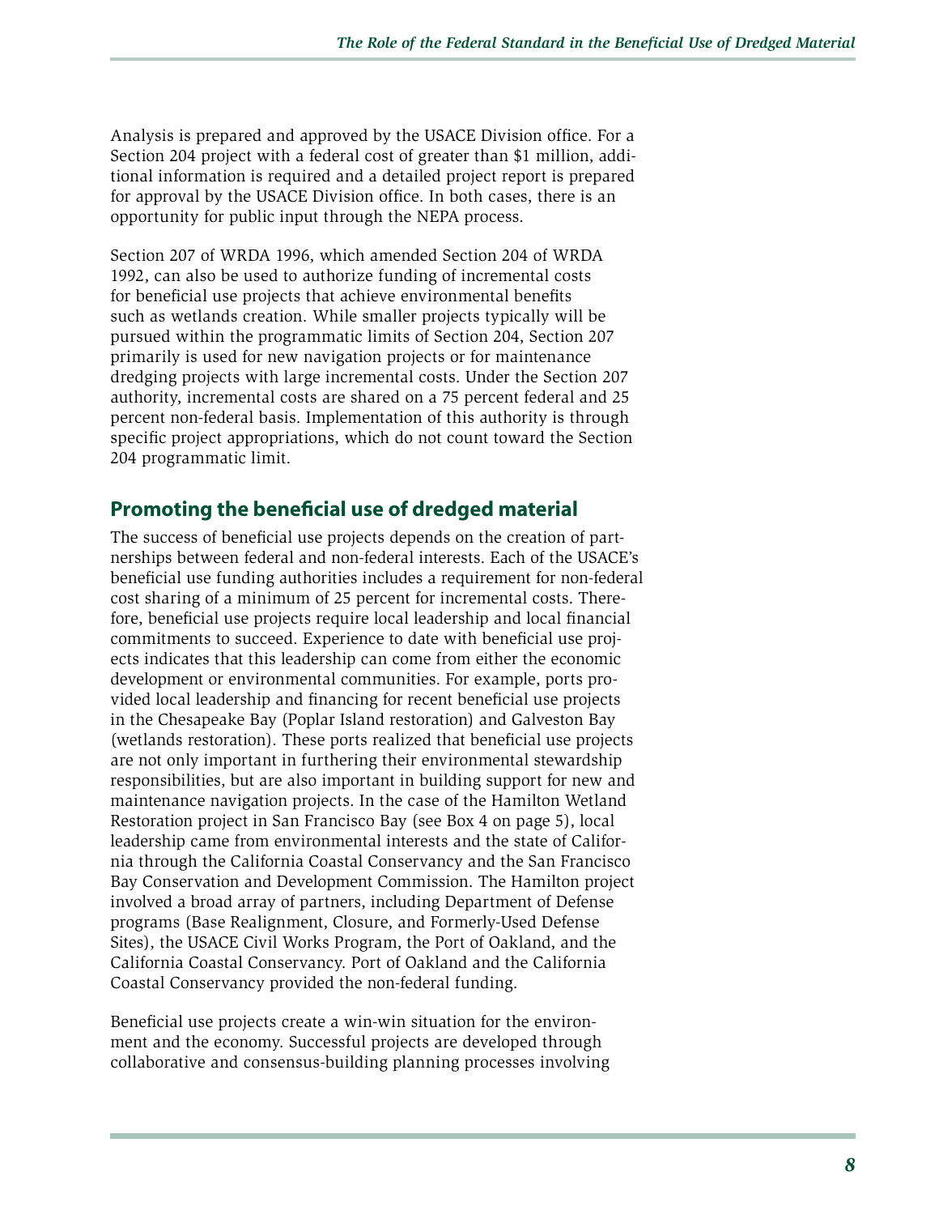Analysis is prepared and approved by the USACE Division office. For a Section 204 project with a federal cost of greater than $1 million, additional information is required and a detailed project report is prepared for approval by the USACE Division office. In both cases, there is an opportunity for public input through the NEPA process.

Section 207 of WRDA 1996, which amended Section 204 of WRDA 1992, can also be used to authorize funding of incremental costs for beneficial use projects that achieve environmental benefits such as wetlands creation. While smaller projects typically will be pursued within the programmatic limits of Section 204, Section 207 primarily is used for new navigation projects or for maintenance dredging projects with large incremental costs. Under the Section 207 authority, incremental costs are shared on a 75 percent federal and 25 percent non-federal basis. Implementation of this authority is through specific project appropriations, which do not count toward the Section 204 programmatic limit.

## Promoting the beneficial use of dredged material

The success of beneficial use projects depends on the creation of partnerships between federal and non-federal interests. Each of the USACE's beneficial use funding authorities includes a requirement for non-federal cost sharing of a minimum of 25 percent for incremental costs. Therefore, beneficial use projects require local leadership and local financial commitments to succeed. Experience to date with beneficial use projects indicates that this leadership can come from either the economic development or environmental communities. For example, ports provided local leadership and financing for recent beneficial use projects in the Chesapeake Bay (Poplar Island restoration) and Galveston Bay (wetlands restoration). These ports realized that beneficial use projects are not only important in furthering their environmental stewardship responsibilities, but are also important in building support for new and maintenance navigation projects. In the case of the Hamilton Wetland Restoration project in San Francisco Bay (see Box 4 on page 5), local leadership came from environmental interests and the state of California through the California Coastal Conservancy and the San Francisco Bay Conservation and Development Commission. The Hamilton project involved a broad array of partners, including Department of Defense programs (Base Realignment, Closure, and Formerly-Used Defense Sites), the USACE Civil Works Program, the Port of Oakland, and the California Coastal Conservancy. Port of Oakland and the California Coastal Conservancy provided the non-federal funding.

Beneficial use projects create a win-win situation for the environment and the economy. Successful projects are developed through collaborative and consensus-building planning processes involving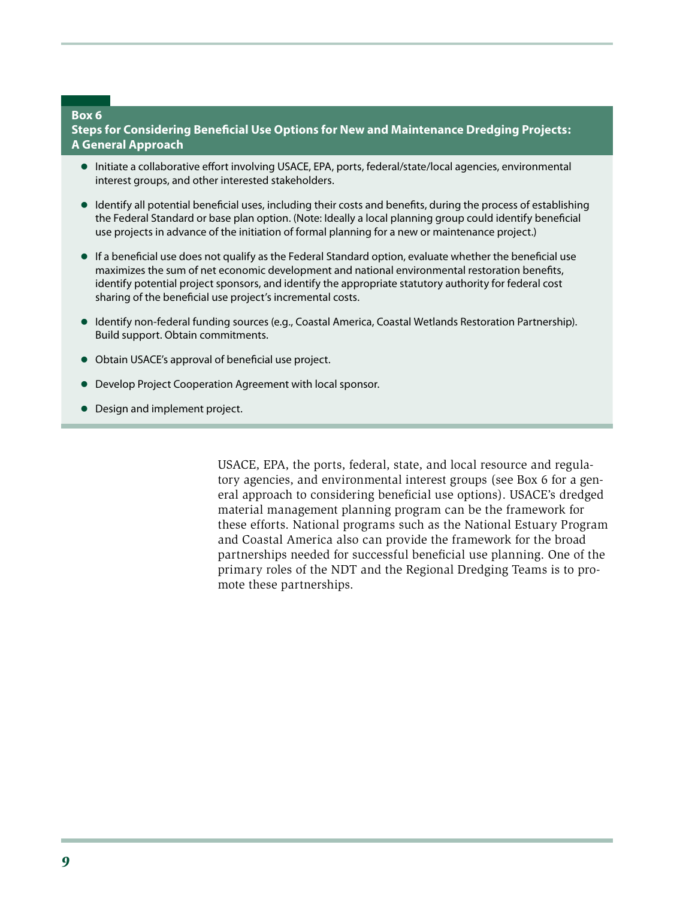**Box 6**
**Steps for Considering Beneficial Use Options for New and Maintenance Dredging Projects: A General Approach**

- Initiate a collaborative effort involving USACE, EPA, ports, federal/state/local agencies, environmental interest groups, and other interested stakeholders.
- Identify all potential beneficial uses, including their costs and benefits, during the process of establishing the Federal Standard or base plan option. (Note: Ideally a local planning group could identify beneficial use projects in advance of the initiation of formal planning for a new or maintenance project.)
- If a beneficial use does not qualify as the Federal Standard option, evaluate whether the beneficial use maximizes the sum of net economic development and national environmental restoration benefits, identify potential project sponsors, and identify the appropriate statutory authority for federal cost sharing of the beneficial use project's incremental costs.
- Identify non-federal funding sources (e.g., Coastal America, Coastal Wetlands Restoration Partnership). Build support. Obtain commitments.
- Obtain USACE's approval of beneficial use project.
- Develop Project Cooperation Agreement with local sponsor.
- Design and implement project.

USACE, EPA, the ports, federal, state, and local resource and regulatory agencies, and environmental interest groups (see Box 6 for a general approach to considering beneficial use options). USACE's dredged material management planning program can be the framework for these efforts. National programs such as the National Estuary Program and Coastal America also can provide the framework for the broad partnerships needed for successful beneficial use planning. One of the primary roles of the NDT and the Regional Dredging Teams is to promote these partnerships.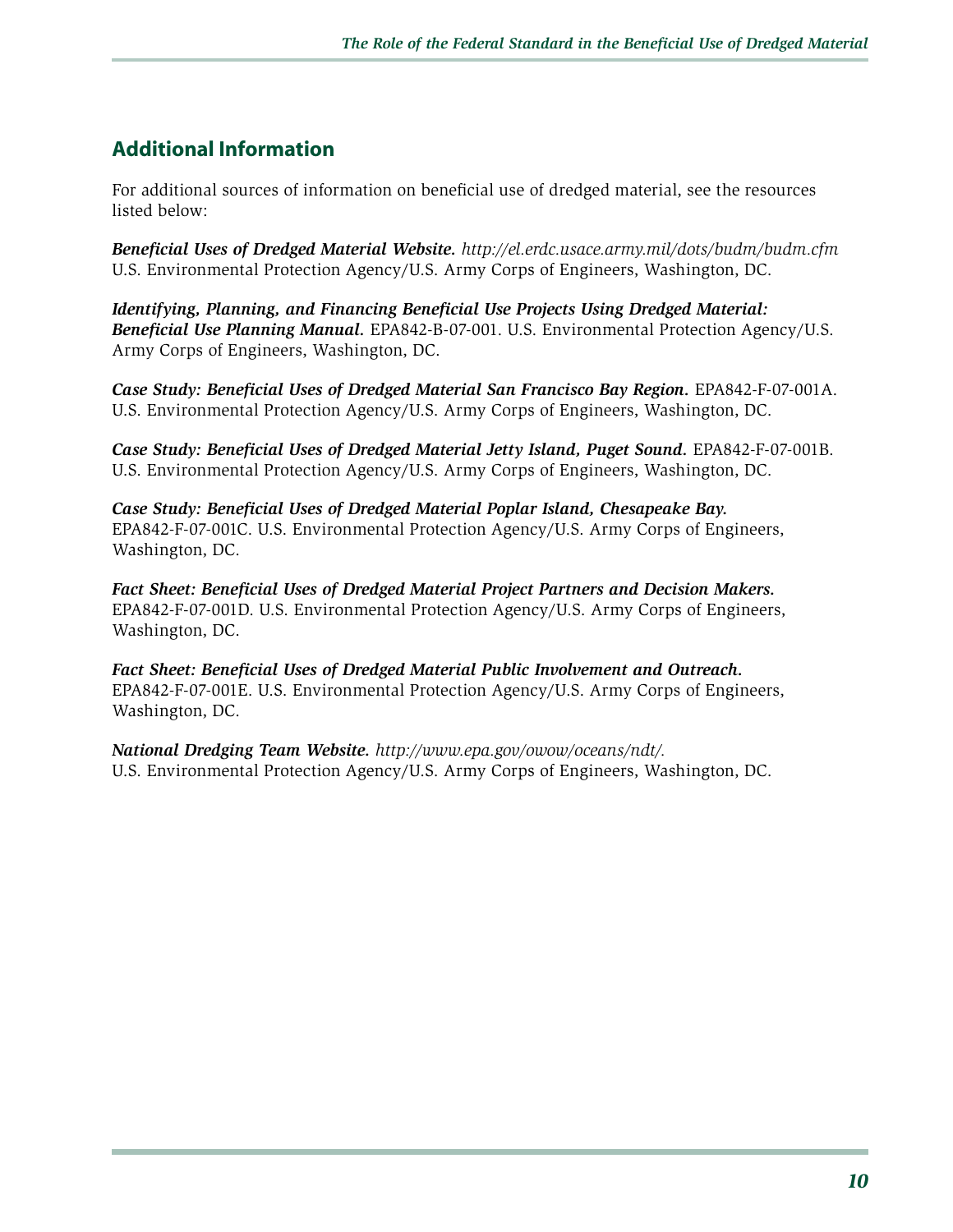## Additional Information

For additional sources of information on beneficial use of dredged material, see the resources listed below:

***Beneficial Uses of Dredged Material Website.*** *http://el.erdc.usace.army.mil/dots/budm/budm.cfm* U.S. Environmental Protection Agency/U.S. Army Corps of Engineers, Washington, DC.

***Identifying, Planning, and Financing Beneficial Use Projects Using Dredged Material: Beneficial Use Planning Manual.*** EPA842-B-07-001. U.S. Environmental Protection Agency/U.S. Army Corps of Engineers, Washington, DC.

***Case Study: Beneficial Uses of Dredged Material San Francisco Bay Region.*** EPA842-F-07-001A. U.S. Environmental Protection Agency/U.S. Army Corps of Engineers, Washington, DC.

***Case Study: Beneficial Uses of Dredged Material Jetty Island, Puget Sound.*** EPA842-F-07-001B. U.S. Environmental Protection Agency/U.S. Army Corps of Engineers, Washington, DC.

***Case Study: Beneficial Uses of Dredged Material Poplar Island, Chesapeake Bay.*** EPA842-F-07-001C. U.S. Environmental Protection Agency/U.S. Army Corps of Engineers, Washington, DC.

***Fact Sheet: Beneficial Uses of Dredged Material Project Partners and Decision Makers.*** EPA842-F-07-001D. U.S. Environmental Protection Agency/U.S. Army Corps of Engineers, Washington, DC.

***Fact Sheet: Beneficial Uses of Dredged Material Public Involvement and Outreach.*** EPA842-F-07-001E. U.S. Environmental Protection Agency/U.S. Army Corps of Engineers, Washington, DC.

***National Dredging Team Website.*** *http://www.epa.gov/owow/oceans/ndt/.* U.S. Environmental Protection Agency/U.S. Army Corps of Engineers, Washington, DC.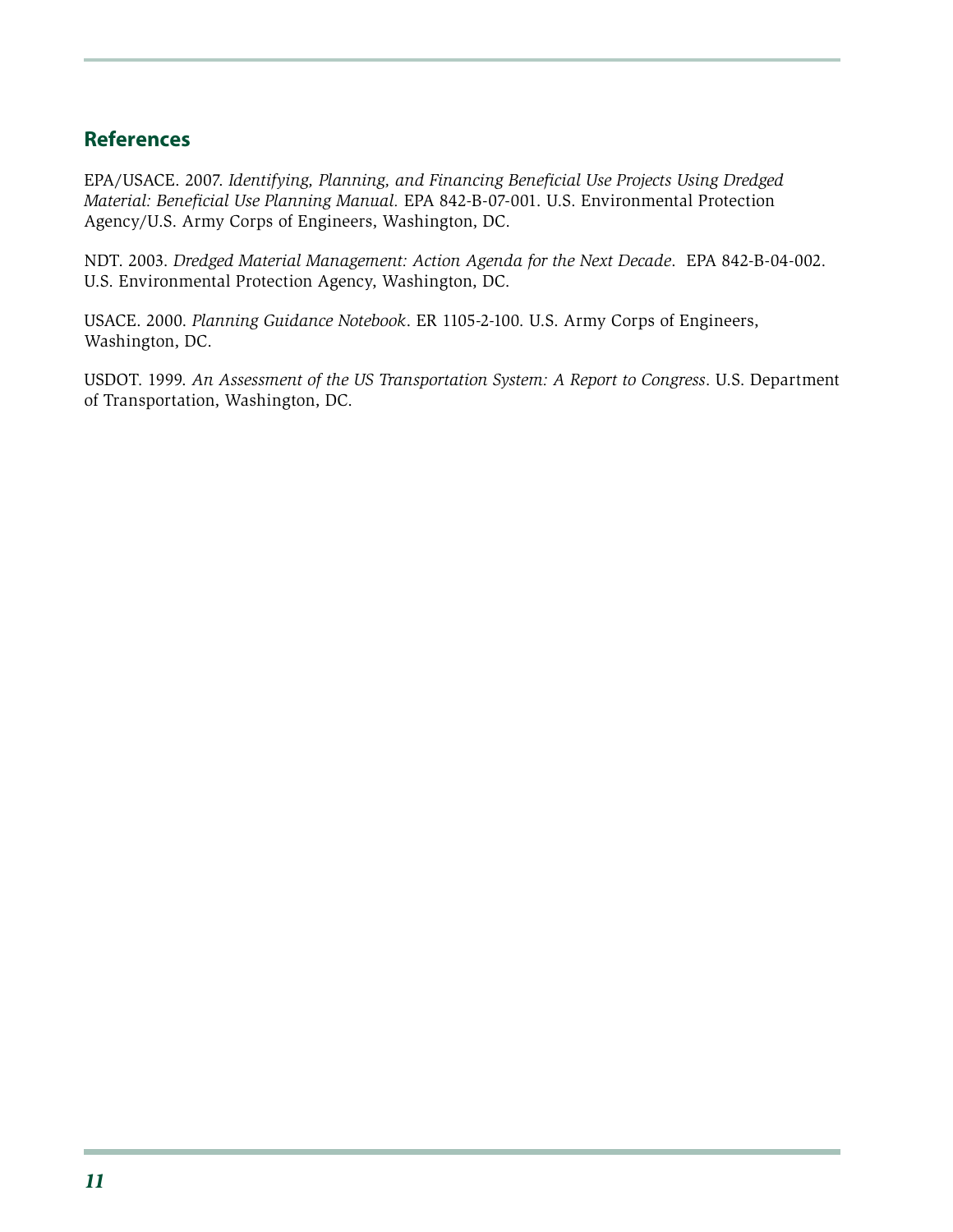## References

EPA/USACE. 2007. *Identifying, Planning, and Financing Beneficial Use Projects Using Dredged Material: Beneficial Use Planning Manual.* EPA 842-B-07-001. U.S. Environmental Protection Agency/U.S. Army Corps of Engineers, Washington, DC.

NDT. 2003. *Dredged Material Management: Action Agenda for the Next Decade*. EPA 842-B-04-002. U.S. Environmental Protection Agency, Washington, DC.

USACE. 2000. *Planning Guidance Notebook*. ER 1105-2-100. U.S. Army Corps of Engineers, Washington, DC.

USDOT. 1999. *An Assessment of the US Transportation System: A Report to Congress*. U.S. Department of Transportation, Washington, DC.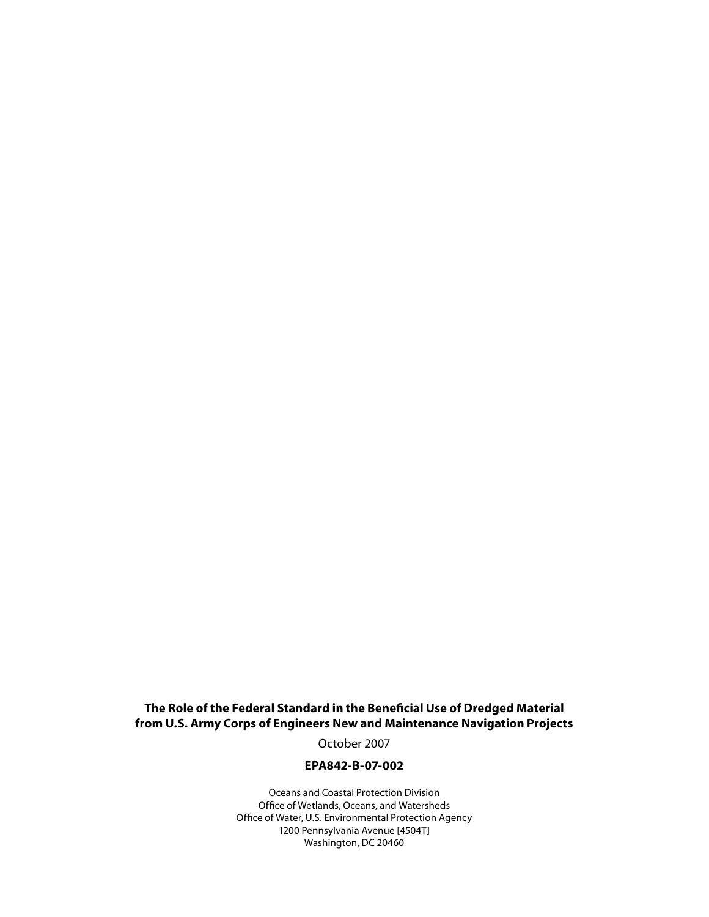**The Role of the Federal Standard in the Beneficial Use of Dredged Material from U.S. Army Corps of Engineers New and Maintenance Navigation Projects**

October 2007

**EPA842-B-07-002**

Oceans and Coastal Protection Division
Office of Wetlands, Oceans, and Watersheds
Office of Water, U.S. Environmental Protection Agency
1200 Pennsylvania Avenue [4504T]
Washington, DC 20460